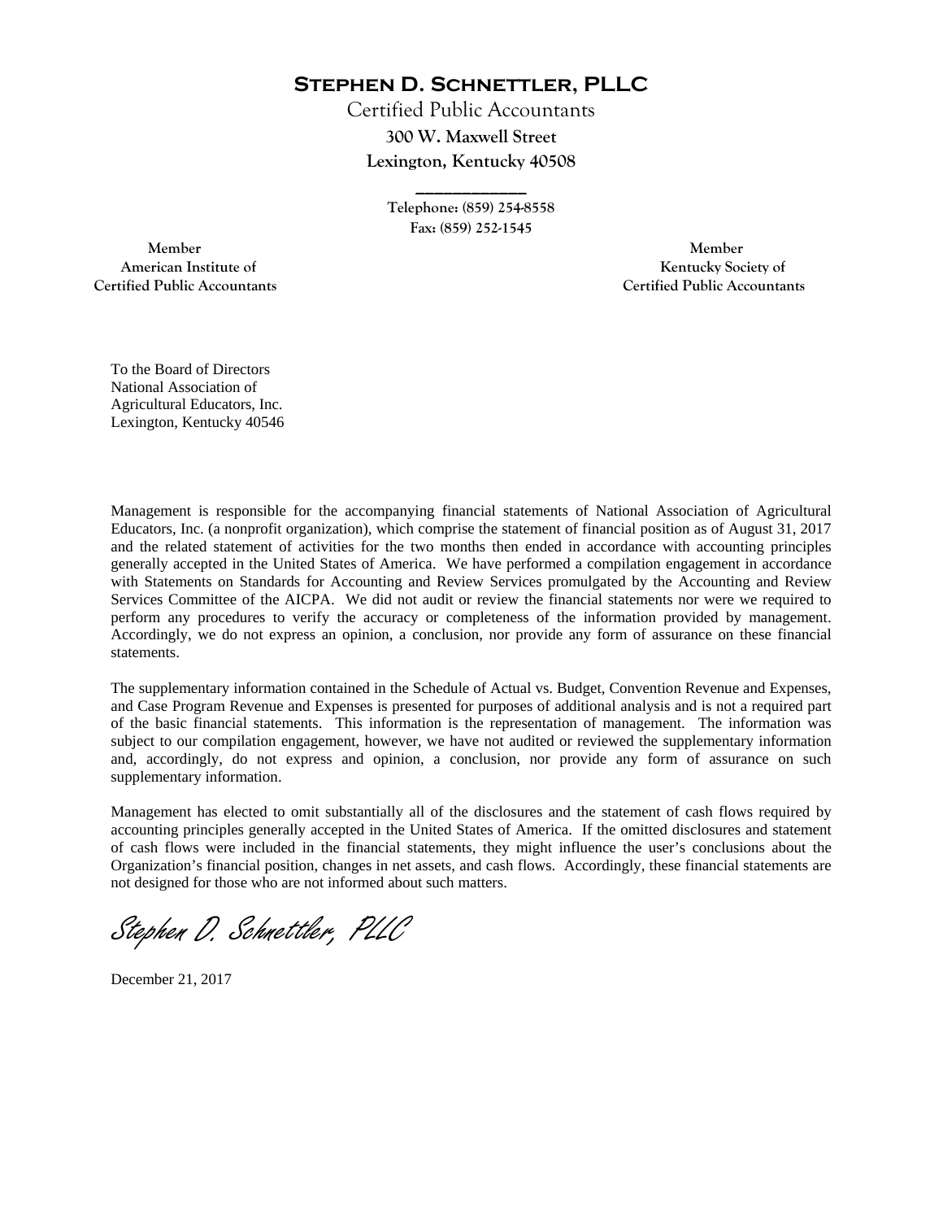# Stephen D. Schnettler, PLLC

Certified Public Accountants

**300 W. Maxwell Street**

**Lexington, Kentucky 40508**

\_\_\_\_\_\_\_\_\_\_\_\_\_\_

**Telephone: (859) 254-8558**

**Fax: (859) 252-1545**

**Member**
**American Institute of**
**Certified Public Accountants**

**Member**
**Kentucky Society of**
**Certified Public Accountants**

To the Board of Directors
National Association of
Agricultural Educators, Inc.
Lexington, Kentucky 40546

Management is responsible for the accompanying financial statements of National Association of Agricultural Educators, Inc. (a nonprofit organization), which comprise the statement of financial position as of August 31, 2017 and the related statement of activities for the two months then ended in accordance with accounting principles generally accepted in the United States of America. We have performed a compilation engagement in accordance with Statements on Standards for Accounting and Review Services promulgated by the Accounting and Review Services Committee of the AICPA. We did not audit or review the financial statements nor were we required to perform any procedures to verify the accuracy or completeness of the information provided by management. Accordingly, we do not express an opinion, a conclusion, nor provide any form of assurance on these financial statements.

The supplementary information contained in the Schedule of Actual vs. Budget, Convention Revenue and Expenses, and Case Program Revenue and Expenses is presented for purposes of additional analysis and is not a required part of the basic financial statements. This information is the representation of management. The information was subject to our compilation engagement, however, we have not audited or reviewed the supplementary information and, accordingly, do not express and opinion, a conclusion, nor provide any form of assurance on such supplementary information.

Management has elected to omit substantially all of the disclosures and the statement of cash flows required by accounting principles generally accepted in the United States of America. If the omitted disclosures and statement of cash flows were included in the financial statements, they might influence the user's conclusions about the Organization's financial position, changes in net assets, and cash flows. Accordingly, these financial statements are not designed for those who are not informed about such matters.

*Stephen D. Schnettler, PLLC*

December 21, 2017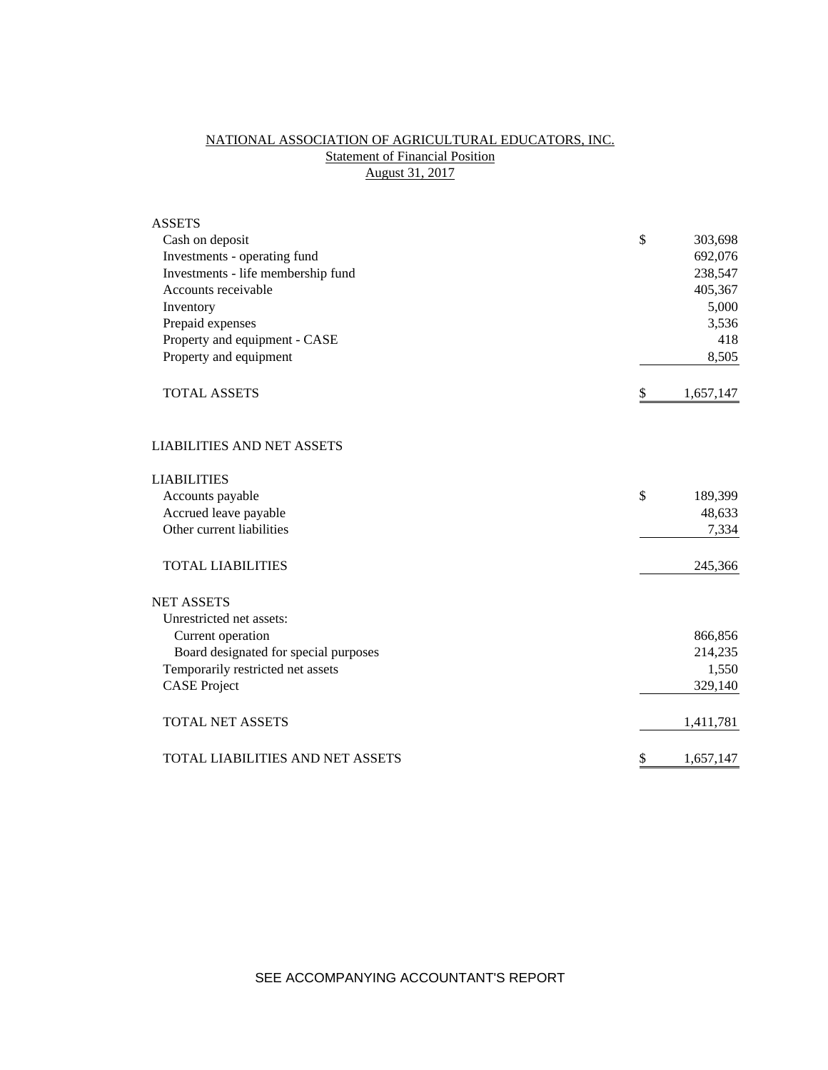# NATIONAL ASSOCIATION OF AGRICULTURAL EDUCATORS, INC.

## Statement of Financial Position

### August 31, 2017

| | | |
|---|---|---|
| **ASSETS** | | |
| Cash on deposit | $ | 303,698 |
| Investments - operating fund | | 692,076 |
| Investments - life membership fund | | 238,547 |
| Accounts receivable | | 405,367 |
| Inventory | | 5,000 |
| Prepaid expenses | | 3,536 |
| Property and equipment - CASE | | 418 |
| Property and equipment | | 8,505 |
| TOTAL ASSETS | $ | 1,657,147 |
| | | |
| **LIABILITIES AND NET ASSETS** | | |
| | | |
| **LIABILITIES** | | |
| Accounts payable | $ | 189,399 |
| Accrued leave payable | | 48,633 |
| Other current liabilities | | 7,334 |
| TOTAL LIABILITIES | | 245,366 |
| | | |
| **NET ASSETS** | | |
| Unrestricted net assets: | | |
| Current operation | | 866,856 |
| Board designated for special purposes | | 214,235 |
| Temporarily restricted net assets | | 1,550 |
| CASE Project | | 329,140 |
| TOTAL NET ASSETS | | 1,411,781 |
| | | |
| TOTAL LIABILITIES AND NET ASSETS | $ | 1,657,147 |

SEE ACCOMPANYING ACCOUNTANT'S REPORT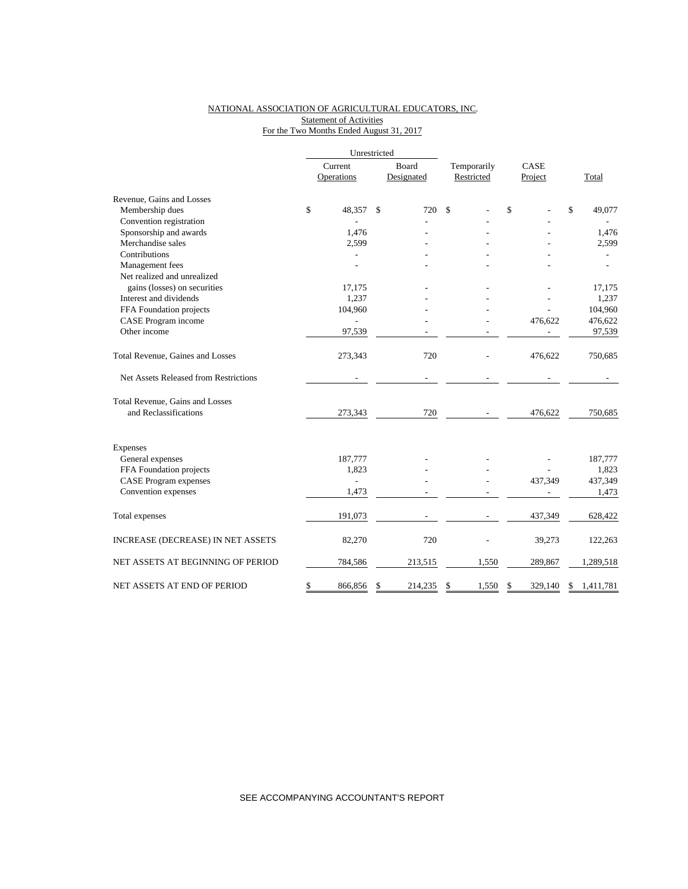NATIONAL ASSOCIATION OF AGRICULTURAL EDUCATORS, INC.
Statement of Activities
For the Two Months Ended August 31, 2017

| | Unrestricted | | | | |
|---|---|---|---|---|---|
| | Current Operations | Board Designated | Temporarily Restricted | CASE Project | Total |
| Revenue, Gains and Losses | | | | | |
| Membership dues | $ 48,357 | $ 720 | $ - | $ - | $ 49,077 |
| Convention registration | - | - | - | - | - |
| Sponsorship and awards | 1,476 | - | - | - | 1,476 |
| Merchandise sales | 2,599 | - | - | - | 2,599 |
| Contributions | - | - | - | - | - |
| Management fees | - | - | - | - | - |
| Net realized and unrealized gains (losses) on securities | 17,175 | - | - | - | 17,175 |
| Interest and dividends | 1,237 | - | - | - | 1,237 |
| FFA Foundation projects | 104,960 | - | - | - | 104,960 |
| CASE Program income | - | - | - | 476,622 | 476,622 |
| Other income | 97,539 | - | - | - | 97,539 |
| Total Revenue, Gaines and Losses | 273,343 | 720 | - | 476,622 | 750,685 |
| Net Assets Released from Restrictions | - | - | - | - | - |
| Total Revenue, Gains and Losses and Reclassifications | 273,343 | 720 | - | 476,622 | 750,685 |
| Expenses | | | | | |
| General expenses | 187,777 | - | - | - | 187,777 |
| FFA Foundation projects | 1,823 | - | - | - | 1,823 |
| CASE Program expenses | - | - | - | 437,349 | 437,349 |
| Convention expenses | 1,473 | - | - | - | 1,473 |
| Total expenses | 191,073 | - | - | 437,349 | 628,422 |
| INCREASE (DECREASE) IN NET ASSETS | 82,270 | 720 | - | 39,273 | 122,263 |
| NET ASSETS AT BEGINNING OF PERIOD | 784,586 | 213,515 | 1,550 | 289,867 | 1,289,518 |
| NET ASSETS AT END OF PERIOD | $ 866,856 | $ 214,235 | $ 1,550 | $ 329,140 | $ 1,411,781 |

SEE ACCOMPANYING ACCOUNTANT'S REPORT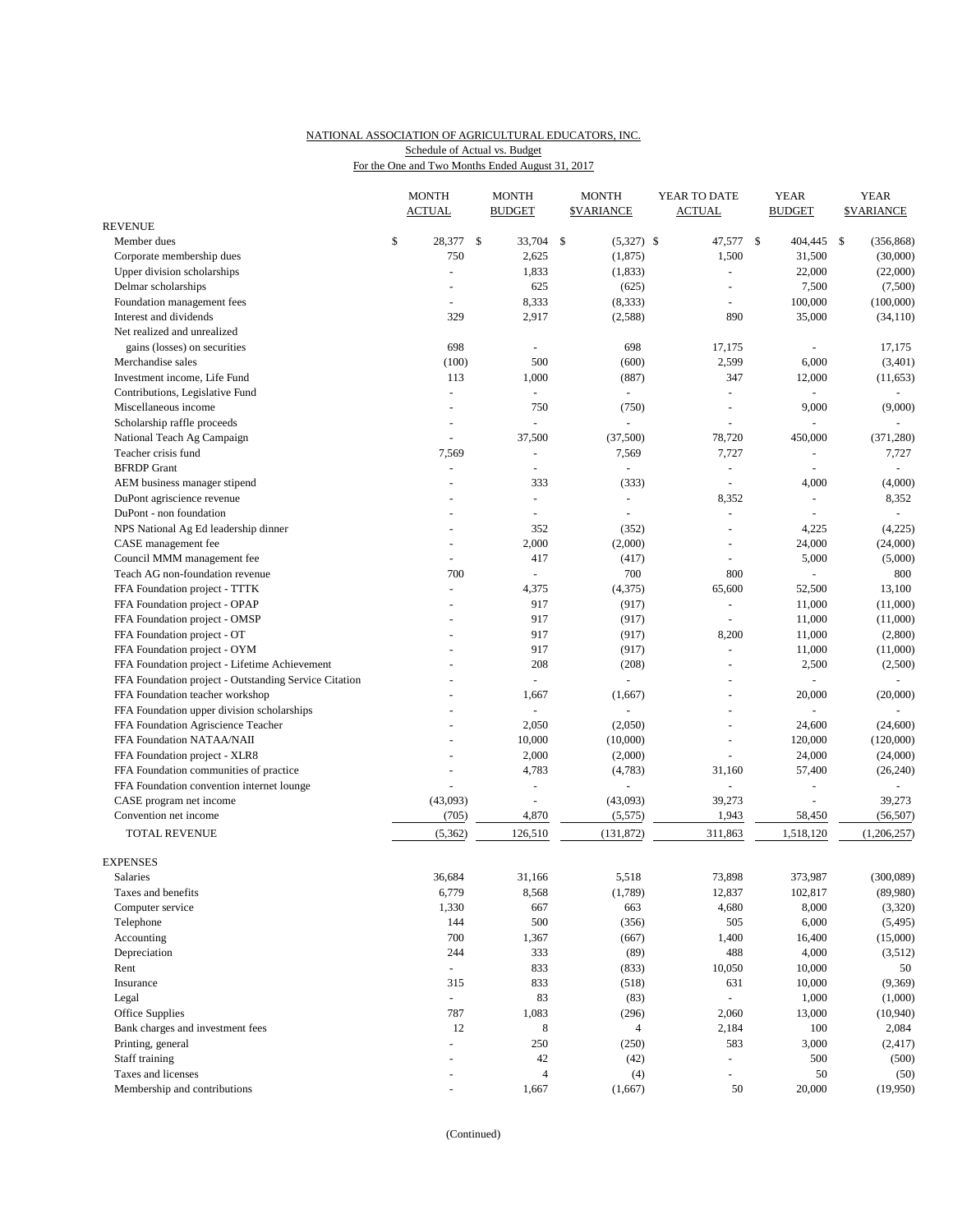NATIONAL ASSOCIATION OF AGRICULTURAL EDUCATORS, INC.
Schedule of Actual vs. Budget
For the One and Two Months Ended August 31, 2017

| | MONTH ACTUAL | MONTH BUDGET | MONTH $VARIANCE | YEAR TO DATE ACTUAL | YEAR BUDGET | YEAR $VARIANCE |
|---|---|---|---|---|---|---|
| REVENUE | | | | | | |
| Member dues | $ 28,377 | $ 33,704 | $ (5,327) | $ 47,577 | $ 404,445 | $ (356,868) |
| Corporate membership dues | 750 | 2,625 | (1,875) | 1,500 | 31,500 | (30,000) |
| Upper division scholarships | - | 1,833 | (1,833) | - | 22,000 | (22,000) |
| Delmar scholarships | - | 625 | (625) | - | 7,500 | (7,500) |
| Foundation management fees | - | 8,333 | (8,333) | - | 100,000 | (100,000) |
| Interest and dividends | 329 | 2,917 | (2,588) | 890 | 35,000 | (34,110) |
| Net realized and unrealized gains (losses) on securities | 698 | - | 698 | 17,175 | - | 17,175 |
| Merchandise sales | (100) | 500 | (600) | 2,599 | 6,000 | (3,401) |
| Investment income, Life Fund | 113 | 1,000 | (887) | 347 | 12,000 | (11,653) |
| Contributions, Legislative Fund | - | - | - | - | - | - |
| Miscellaneous income | - | 750 | (750) | - | 9,000 | (9,000) |
| Scholarship raffle proceeds | - | - | - | - | - | - |
| National Teach Ag Campaign | - | 37,500 | (37,500) | 78,720 | 450,000 | (371,280) |
| Teacher crisis fund | 7,569 | - | 7,569 | 7,727 | - | 7,727 |
| BFRDP Grant | - | - | - | - | - | - |
| AEM business manager stipend | - | 333 | (333) | - | 4,000 | (4,000) |
| DuPont agriscience revenue | - | - | - | 8,352 | - | 8,352 |
| DuPont - non foundation | - | - | - | - | - | - |
| NPS National Ag Ed leadership dinner | - | 352 | (352) | - | 4,225 | (4,225) |
| CASE management fee | - | 2,000 | (2,000) | - | 24,000 | (24,000) |
| Council MMM management fee | - | 417 | (417) | - | 5,000 | (5,000) |
| Teach AG non-foundation revenue | 700 | - | 700 | 800 | - | 800 |
| FFA Foundation project - TTTK | - | 4,375 | (4,375) | 65,600 | 52,500 | 13,100 |
| FFA Foundation project - OPAP | - | 917 | (917) | - | 11,000 | (11,000) |
| FFA Foundation project - OMSP | - | 917 | (917) | - | 11,000 | (11,000) |
| FFA Foundation project - OT | - | 917 | (917) | 8,200 | 11,000 | (2,800) |
| FFA Foundation project - OYM | - | 917 | (917) | - | 11,000 | (11,000) |
| FFA Foundation project - Lifetime Achievement | - | 208 | (208) | - | 2,500 | (2,500) |
| FFA Foundation project - Outstanding Service Citation | - | - | - | - | - | - |
| FFA Foundation teacher workshop | - | 1,667 | (1,667) | - | 20,000 | (20,000) |
| FFA Foundation upper division scholarships | - | - | - | - | - | - |
| FFA Foundation Agriscience Teacher | - | 2,050 | (2,050) | - | 24,600 | (24,600) |
| FFA Foundation NATAA/NAII | - | 10,000 | (10,000) | - | 120,000 | (120,000) |
| FFA Foundation project - XLR8 | - | 2,000 | (2,000) | - | 24,000 | (24,000) |
| FFA Foundation communities of practice | - | 4,783 | (4,783) | 31,160 | 57,400 | (26,240) |
| FFA Foundation convention internet lounge | - | - | - | - | - | - |
| CASE program net income | (43,093) | - | (43,093) | 39,273 | - | 39,273 |
| Convention net income | (705) | 4,870 | (5,575) | 1,943 | 58,450 | (56,507) |
| TOTAL REVENUE | (5,362) | 126,510 | (131,872) | 311,863 | 1,518,120 | (1,206,257) |
| EXPENSES | | | | | | |
| Salaries | 36,684 | 31,166 | 5,518 | 73,898 | 373,987 | (300,089) |
| Taxes and benefits | 6,779 | 8,568 | (1,789) | 12,837 | 102,817 | (89,980) |
| Computer service | 1,330 | 667 | 663 | 4,680 | 8,000 | (3,320) |
| Telephone | 144 | 500 | (356) | 505 | 6,000 | (5,495) |
| Accounting | 700 | 1,367 | (667) | 1,400 | 16,400 | (15,000) |
| Depreciation | 244 | 333 | (89) | 488 | 4,000 | (3,512) |
| Rent | - | 833 | (833) | 10,050 | 10,000 | 50 |
| Insurance | 315 | 833 | (518) | 631 | 10,000 | (9,369) |
| Legal | - | 83 | (83) | - | 1,000 | (1,000) |
| Office Supplies | 787 | 1,083 | (296) | 2,060 | 13,000 | (10,940) |
| Bank charges and investment fees | 12 | 8 | 4 | 2,184 | 100 | 2,084 |
| Printing, general | - | 250 | (250) | 583 | 3,000 | (2,417) |
| Staff training | - | 42 | (42) | - | 500 | (500) |
| Taxes and licenses | - | 4 | (4) | - | 50 | (50) |
| Membership and contributions | - | 1,667 | (1,667) | 50 | 20,000 | (19,950) |

(Continued)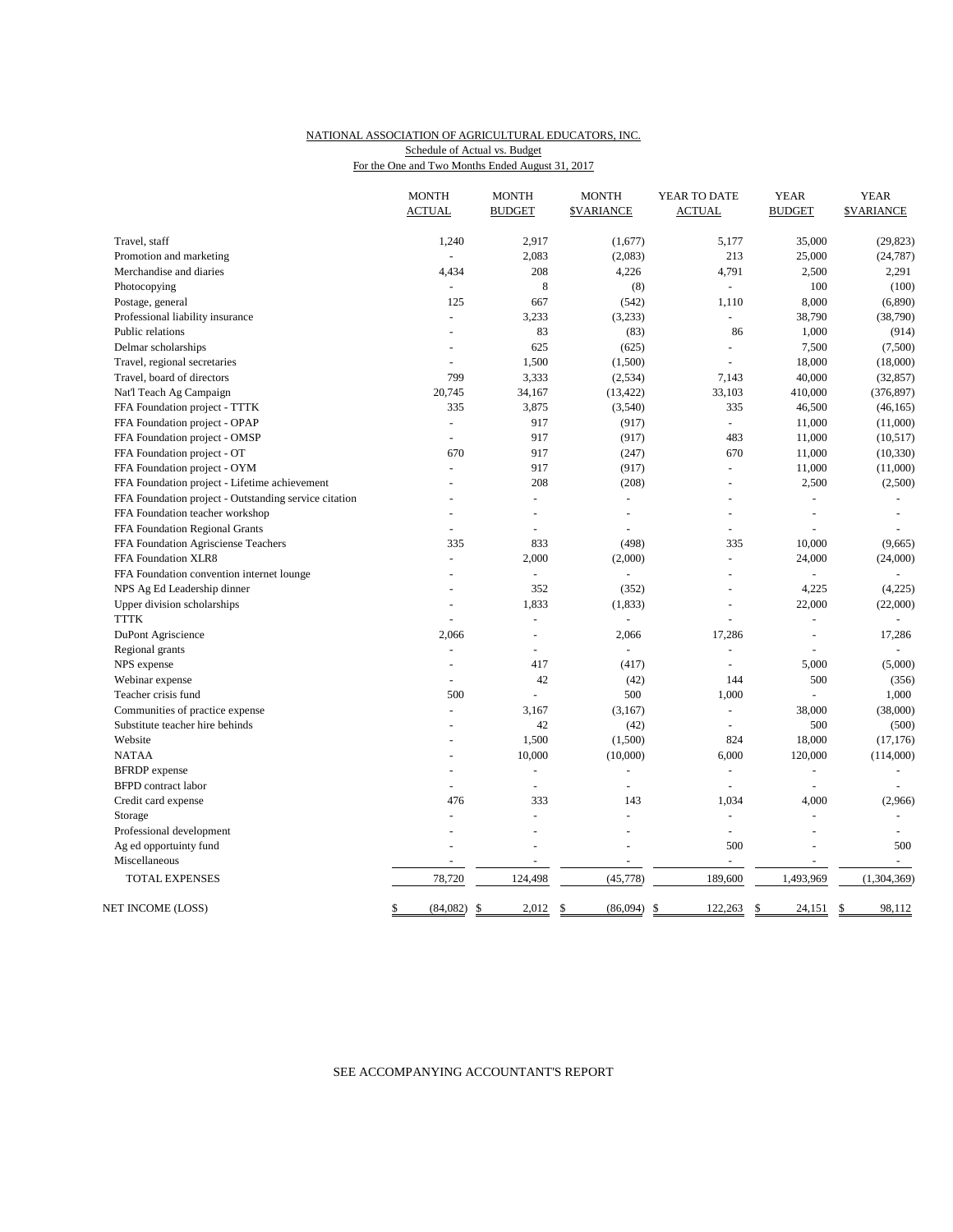NATIONAL ASSOCIATION OF AGRICULTURAL EDUCATORS, INC.
Schedule of Actual vs. Budget
For the One and Two Months Ended August 31, 2017

| | MONTH ACTUAL | MONTH BUDGET | MONTH $VARIANCE | YEAR TO DATE ACTUAL | YEAR BUDGET | YEAR $VARIANCE |
|---|---|---|---|---|---|---|
| Travel, staff | 1,240 | 2,917 | (1,677) | 5,177 | 35,000 | (29,823) |
| Promotion and marketing | - | 2,083 | (2,083) | 213 | 25,000 | (24,787) |
| Merchandise and diaries | 4,434 | 208 | 4,226 | 4,791 | 2,500 | 2,291 |
| Photocopying | - | 8 | (8) | - | 100 | (100) |
| Postage, general | 125 | 667 | (542) | 1,110 | 8,000 | (6,890) |
| Professional liability insurance | - | 3,233 | (3,233) | - | 38,790 | (38,790) |
| Public relations | - | 83 | (83) | 86 | 1,000 | (914) |
| Delmar scholarships | - | 625 | (625) | - | 7,500 | (7,500) |
| Travel, regional secretaries | - | 1,500 | (1,500) | - | 18,000 | (18,000) |
| Travel, board of directors | 799 | 3,333 | (2,534) | 7,143 | 40,000 | (32,857) |
| Nat'l Teach Ag Campaign | 20,745 | 34,167 | (13,422) | 33,103 | 410,000 | (376,897) |
| FFA Foundation project - TTTK | 335 | 3,875 | (3,540) | 335 | 46,500 | (46,165) |
| FFA Foundation project - OPAP | - | 917 | (917) | - | 11,000 | (11,000) |
| FFA Foundation project - OMSP | - | 917 | (917) | 483 | 11,000 | (10,517) |
| FFA Foundation project - OT | 670 | 917 | (247) | 670 | 11,000 | (10,330) |
| FFA Foundation project - OYM | - | 917 | (917) | - | 11,000 | (11,000) |
| FFA Foundation project - Lifetime achievement | - | 208 | (208) | - | 2,500 | (2,500) |
| FFA Foundation project - Outstanding service citation | - | - | - | - | - | - |
| FFA Foundation teacher workshop | - | - | - | - | - | - |
| FFA Foundation Regional Grants | - | - | - | - | - | - |
| FFA Foundation Agrisciense Teachers | 335 | 833 | (498) | 335 | 10,000 | (9,665) |
| FFA Foundation XLR8 | - | 2,000 | (2,000) | - | 24,000 | (24,000) |
| FFA Foundation convention internet lounge | - | - | - | - | - | - |
| NPS Ag Ed Leadership dinner | - | 352 | (352) | - | 4,225 | (4,225) |
| Upper division scholarships | - | 1,833 | (1,833) | - | 22,000 | (22,000) |
| TTTK | - | - | - | - | - | - |
| DuPont Agriscience | 2,066 | - | 2,066 | 17,286 | - | 17,286 |
| Regional grants | - | - | - | - | - | - |
| NPS expense | - | 417 | (417) | - | 5,000 | (5,000) |
| Webinar expense | - | 42 | (42) | 144 | 500 | (356) |
| Teacher crisis fund | 500 | - | 500 | 1,000 | - | 1,000 |
| Communities of practice expense | - | 3,167 | (3,167) | - | 38,000 | (38,000) |
| Substitute teacher hire behinds | - | 42 | (42) | - | 500 | (500) |
| Website | - | 1,500 | (1,500) | 824 | 18,000 | (17,176) |
| NATAA | - | 10,000 | (10,000) | 6,000 | 120,000 | (114,000) |
| BFRDP expense | - | - | - | - | - | - |
| BFPD contract labor | - | - | - | - | - | - |
| Credit card expense | 476 | 333 | 143 | 1,034 | 4,000 | (2,966) |
| Storage | - | - | - | - | - | - |
| Professional development | - | - | - | - | - | - |
| Ag ed opportuinty fund | - | - | - | 500 | - | 500 |
| Miscellaneous | - | - | - | - | - | - |
| TOTAL EXPENSES | 78,720 | 124,498 | (45,778) | 189,600 | 1,493,969 | (1,304,369) |
| NET INCOME (LOSS) | $ (84,082) | $ 2,012 | $ (86,094) | $ 122,263 | $ 24,151 | $ 98,112 |

SEE ACCOMPANYING ACCOUNTANT'S REPORT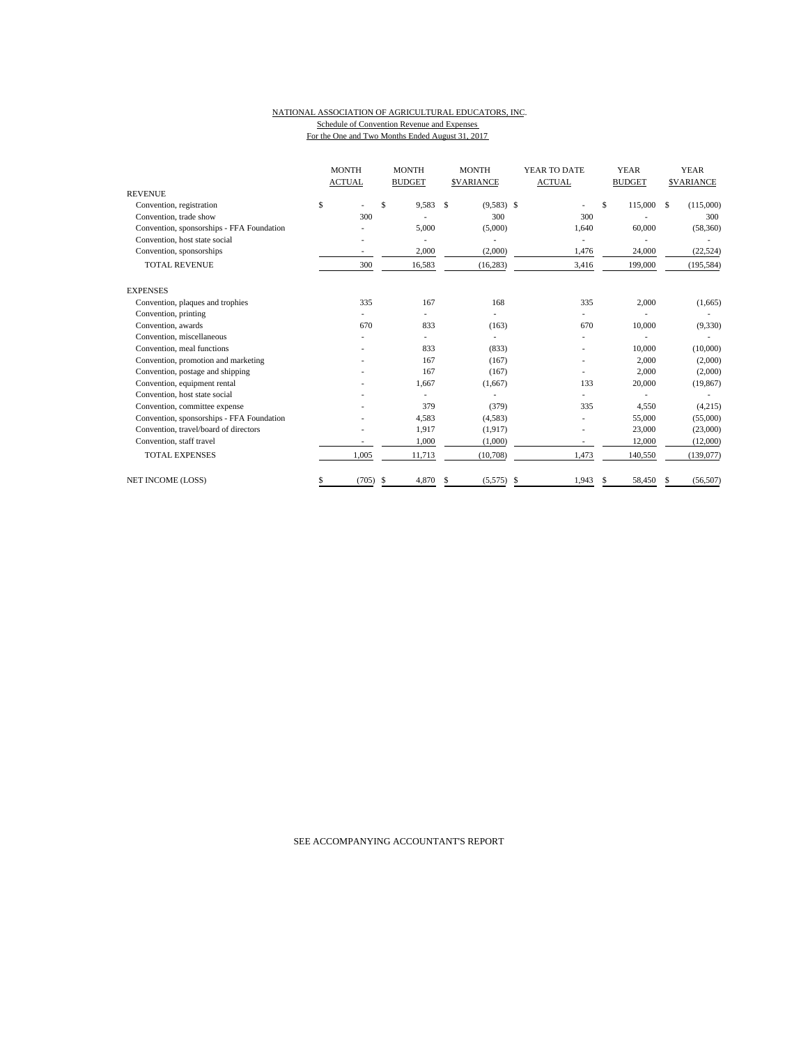NATIONAL ASSOCIATION OF AGRICULTURAL EDUCATORS, INC.
Schedule of Convention Revenue and Expenses
For the One and Two Months Ended August 31, 2017

| | MONTH ACTUAL | MONTH BUDGET | MONTH $VARIANCE | YEAR TO DATE ACTUAL | YEAR BUDGET | YEAR $VARIANCE |
|---|---|---|---|---|---|---|
| REVENUE | | | | | | |
| Convention, registration | $ - | $ 9,583 | $ (9,583) | $ - | $ 115,000 | $ (115,000) |
| Convention, trade show | 300 | - | 300 | 300 | - | 300 |
| Convention, sponsorships - FFA Foundation | - | 5,000 | (5,000) | 1,640 | 60,000 | (58,360) |
| Convention, host state social | - | - | - | - | - | - |
| Convention, sponsorships | - | 2,000 | (2,000) | 1,476 | 24,000 | (22,524) |
| TOTAL REVENUE | 300 | 16,583 | (16,283) | 3,416 | 199,000 | (195,584) |
| EXPENSES | | | | | | |
| Convention, plaques and trophies | 335 | 167 | 168 | 335 | 2,000 | (1,665) |
| Convention, printing | - | - | - | - | - | - |
| Convention, awards | 670 | 833 | (163) | 670 | 10,000 | (9,330) |
| Convention, miscellaneous | - | - | - | - | - | - |
| Convention, meal functions | - | 833 | (833) | - | 10,000 | (10,000) |
| Convention, promotion and marketing | - | 167 | (167) | - | 2,000 | (2,000) |
| Convention, postage and shipping | - | 167 | (167) | - | 2,000 | (2,000) |
| Convention, equipment rental | - | 1,667 | (1,667) | 133 | 20,000 | (19,867) |
| Convention, host state social | - | - | - | - | - | - |
| Convention, committee expense | - | 379 | (379) | 335 | 4,550 | (4,215) |
| Convention, sponsorships - FFA Foundation | - | 4,583 | (4,583) | - | 55,000 | (55,000) |
| Convention, travel/board of directors | - | 1,917 | (1,917) | - | 23,000 | (23,000) |
| Convention, staff travel | - | 1,000 | (1,000) | - | 12,000 | (12,000) |
| TOTAL EXPENSES | 1,005 | 11,713 | (10,708) | 1,473 | 140,550 | (139,077) |
| NET INCOME (LOSS) | $ (705) | $ 4,870 | $ (5,575) | $ 1,943 | $ 58,450 | $ (56,507) |

SEE ACCOMPANYING ACCOUNTANT'S REPORT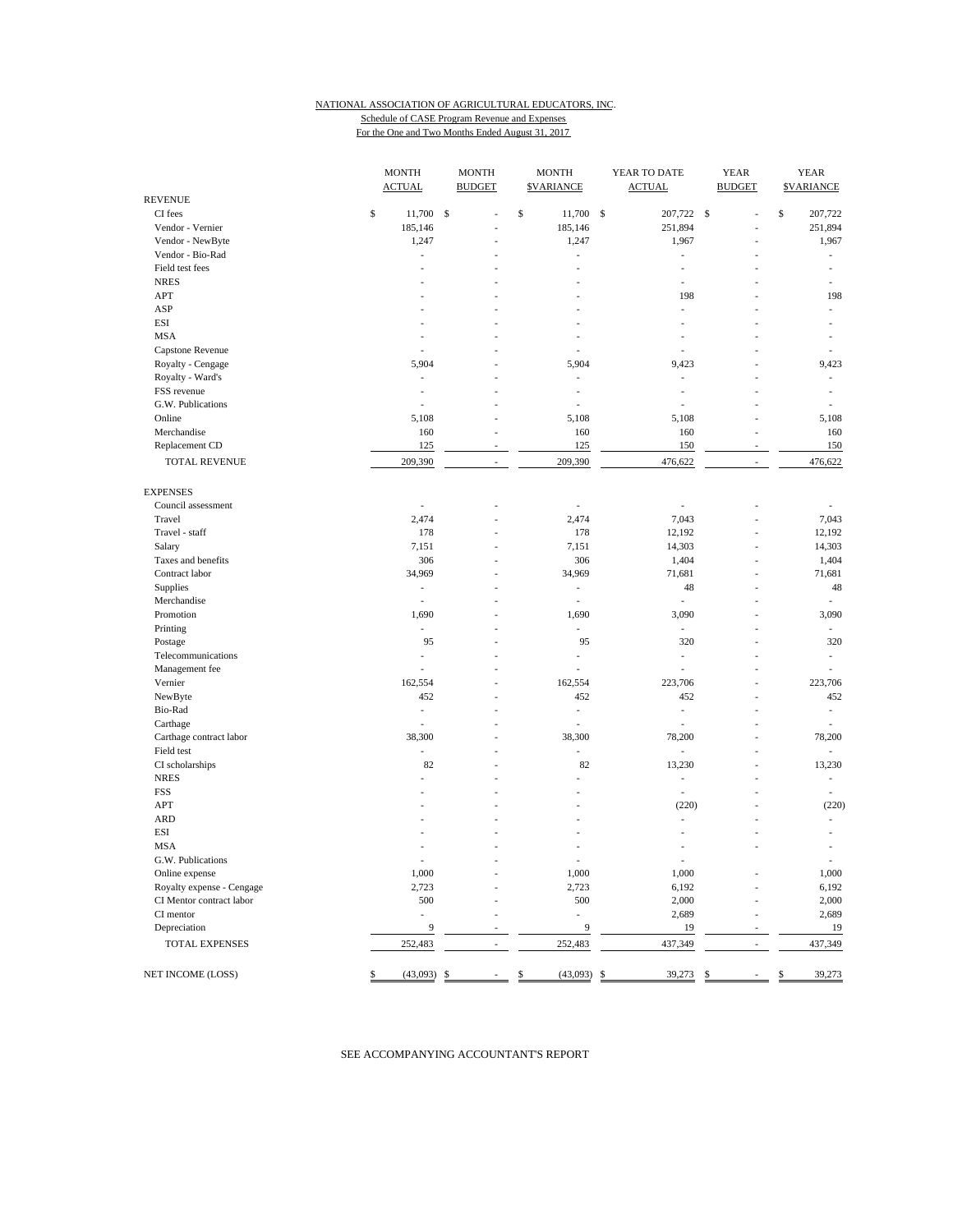NATIONAL ASSOCIATION OF AGRICULTURAL EDUCATORS, INC.

Schedule of CASE Program Revenue and Expenses

For the One and Two Months Ended August 31, 2017

| | MONTH ACTUAL | MONTH BUDGET | MONTH $VARIANCE | YEAR TO DATE ACTUAL | YEAR BUDGET | YEAR $VARIANCE |
|---|---|---|---|---|---|---|
| REVENUE | | | | | | |
| CI fees | $ 11,700 | $ - | $ 11,700 | $ 207,722 | $ - | $ 207,722 |
| Vendor - Vernier | 185,146 | - | 185,146 | 251,894 | - | 251,894 |
| Vendor - NewByte | 1,247 | - | 1,247 | 1,967 | - | 1,967 |
| Vendor - Bio-Rad | - | - | - | - | - | - |
| Field test fees | - | - | - | - | - | - |
| NRES | - | - | - | - | - | - |
| APT | - | - | - | 198 | - | 198 |
| ASP | - | - | - | - | - | - |
| ESI | - | - | - | - | - | - |
| MSA | - | - | - | - | - | - |
| Capstone Revenue | - | - | - | - | - | - |
| Royalty - Cengage | 5,904 | - | 5,904 | 9,423 | - | 9,423 |
| Royalty - Ward's | - | - | - | - | - | - |
| FSS revenue | - | - | - | - | - | - |
| G.W. Publications | - | - | - | - | - | - |
| Online | 5,108 | - | 5,108 | 5,108 | - | 5,108 |
| Merchandise | 160 | - | 160 | 160 | - | 160 |
| Replacement CD | 125 | - | 125 | 150 | - | 150 |
| TOTAL REVENUE | 209,390 | - | 209,390 | 476,622 | - | 476,622 |
| EXPENSES | | | | | | |
| Council assessment | - | - | - | - | - | - |
| Travel | 2,474 | - | 2,474 | 7,043 | - | 7,043 |
| Travel - staff | 178 | - | 178 | 12,192 | - | 12,192 |
| Salary | 7,151 | - | 7,151 | 14,303 | - | 14,303 |
| Taxes and benefits | 306 | - | 306 | 1,404 | - | 1,404 |
| Contract labor | 34,969 | - | 34,969 | 71,681 | - | 71,681 |
| Supplies | - | - | - | 48 | - | 48 |
| Merchandise | - | - | - | - | - | - |
| Promotion | 1,690 | - | 1,690 | 3,090 | - | 3,090 |
| Printing | - | - | - | - | - | - |
| Postage | 95 | - | 95 | 320 | - | 320 |
| Telecommunications | - | - | - | - | - | - |
| Management fee | - | - | - | - | - | - |
| Vernier | 162,554 | - | 162,554 | 223,706 | - | 223,706 |
| NewByte | 452 | - | 452 | 452 | - | 452 |
| Bio-Rad | - | - | - | - | - | - |
| Carthage | - | - | - | - | - | - |
| Carthage contract labor | 38,300 | - | 38,300 | 78,200 | - | 78,200 |
| Field test | - | - | - | - | - | - |
| CI scholarships | 82 | - | 82 | 13,230 | - | 13,230 |
| NRES | - | - | - | - | - | - |
| FSS | - | - | - | - | - | - |
| APT | - | - | - | (220) | - | (220) |
| ARD | - | - | - | - | - | - |
| ESI | - | - | - | - | - | - |
| MSA | - | - | - | - | - | - |
| G.W. Publications | - | - | - | - | - | - |
| Online expense | 1,000 | - | 1,000 | 1,000 | - | 1,000 |
| Royalty expense - Cengage | 2,723 | - | 2,723 | 6,192 | - | 6,192 |
| CI Mentor contract labor | 500 | - | 500 | 2,000 | - | 2,000 |
| CI mentor | - | - | - | 2,689 | - | 2,689 |
| Depreciation | 9 | - | 9 | 19 | - | 19 |
| TOTAL EXPENSES | 252,483 | - | 252,483 | 437,349 | - | 437,349 |
| NET INCOME (LOSS) | $ (43,093) | $ - | $ (43,093) | $ 39,273 | $ - | $ 39,273 |

SEE ACCOMPANYING ACCOUNTANT'S REPORT